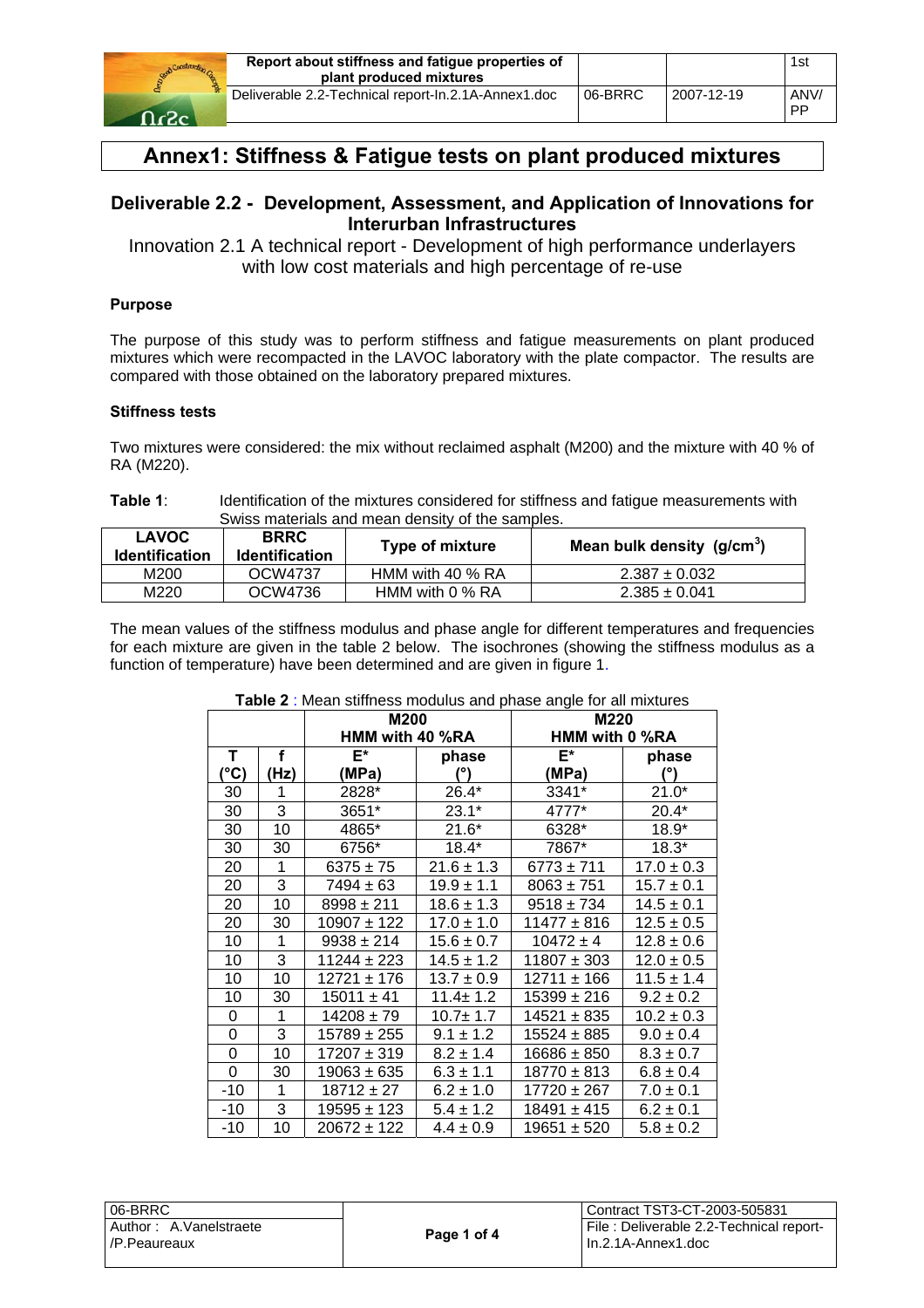# Annex1: Stiffness & Fatigue tests on plant produced mixtures

## Deliverable 2.2 - Development, Assessment, and Application of Innovations for Interurban Infrastructures

Innovation 2.1 A technical report - Development of high performance underlayers with low cost materials and high percentage of re-use

### Purpose

The purpose of this study was to perform stiffness and fatigue measurements on plant produced mixtures which were recompacted in the LAVOC laboratory with the plate compactor. The results are compared with those obtained on the laboratory prepared mixtures.

### Stiffness tests

Two mixtures were considered: the mix without reclaimed asphalt (M200) and the mixture with 40 % of RA (M220).

**Table 1**: Identification of the mixtures considered for stiffness and fatigue measurements with Swiss materials and mean density of the samples.

| LAVOC Identification | BRRC Identification | Type of mixture | Mean bulk density ($g/cm^3$) |
|---|---|---|---|
| M200 | OCW4737 | HMM with 40 % RA | 2.387 ± 0.032 |
| M220 | OCW4736 | HMM with 0 % RA | 2.385 ± 0.041 |

The mean values of the stiffness modulus and phase angle for different temperatures and frequencies for each mixture are given in the table 2 below. The isochrones (showing the stiffness modulus as a function of temperature) have been determined and are given in figure 1.

**Table 2** : Mean stiffness modulus and phase angle for all mixtures

| | | M200 HMM with 40 %RA | | M220 HMM with 0 %RA | |
|---|---|---|---|---|---|
| T (°C) | f (Hz) | E* (MPa) | phase (°) | E* (MPa) | phase (°) |
| 30 | 1 | 2828* | 26.4* | 3341* | 21.0* |
| 30 | 3 | 3651* | 23.1* | 4777* | 20.4* |
| 30 | 10 | 4865* | 21.6* | 6328* | 18.9* |
| 30 | 30 | 6756* | 18.4* | 7867* | 18.3* |
| 20 | 1 | 6375 ± 75 | 21.6 ± 1.3 | 6773 ± 711 | 17.0 ± 0.3 |
| 20 | 3 | 7494 ± 63 | 19.9 ± 1.1 | 8063 ± 751 | 15.7 ± 0.1 |
| 20 | 10 | 8998 ± 211 | 18.6 ± 1.3 | 9518 ± 734 | 14.5 ± 0.1 |
| 20 | 30 | 10907 ± 122 | 17.0 ± 1.0 | 11477 ± 816 | 12.5 ± 0.5 |
| 10 | 1 | 9938 ± 214 | 15.6 ± 0.7 | 10472 ± 4 | 12.8 ± 0.6 |
| 10 | 3 | 11244 ± 223 | 14.5 ± 1.2 | 11807 ± 303 | 12.0 ± 0.5 |
| 10 | 10 | 12721 ± 176 | 13.7 ± 0.9 | 12711 ± 166 | 11.5 ± 1.4 |
| 10 | 30 | 15011 ± 41 | 11.4± 1.2 | 15399 ± 216 | 9.2 ± 0.2 |
| 0 | 1 | 14208 ± 79 | 10.7± 1.7 | 14521 ± 835 | 10.2 ± 0.3 |
| 0 | 3 | 15789 ± 255 | 9.1 ± 1.2 | 15524 ± 885 | 9.0 ± 0.4 |
| 0 | 10 | 17207 ± 319 | 8.2 ± 1.4 | 16686 ± 850 | 8.3 ± 0.7 |
| 0 | 30 | 19063 ± 635 | 6.3 ± 1.1 | 18770 ± 813 | 6.8 ± 0.4 |
| -10 | 1 | 18712 ± 27 | 6.2 ± 1.0 | 17720 ± 267 | 7.0 ± 0.1 |
| -10 | 3 | 19595 ± 123 | 5.4 ± 1.2 | 18491 ± 415 | 6.2 ± 0.1 |
| -10 | 10 | 20672 ± 122 | 4.4 ± 0.9 | 19651 ± 520 | 5.8 ± 0.2 |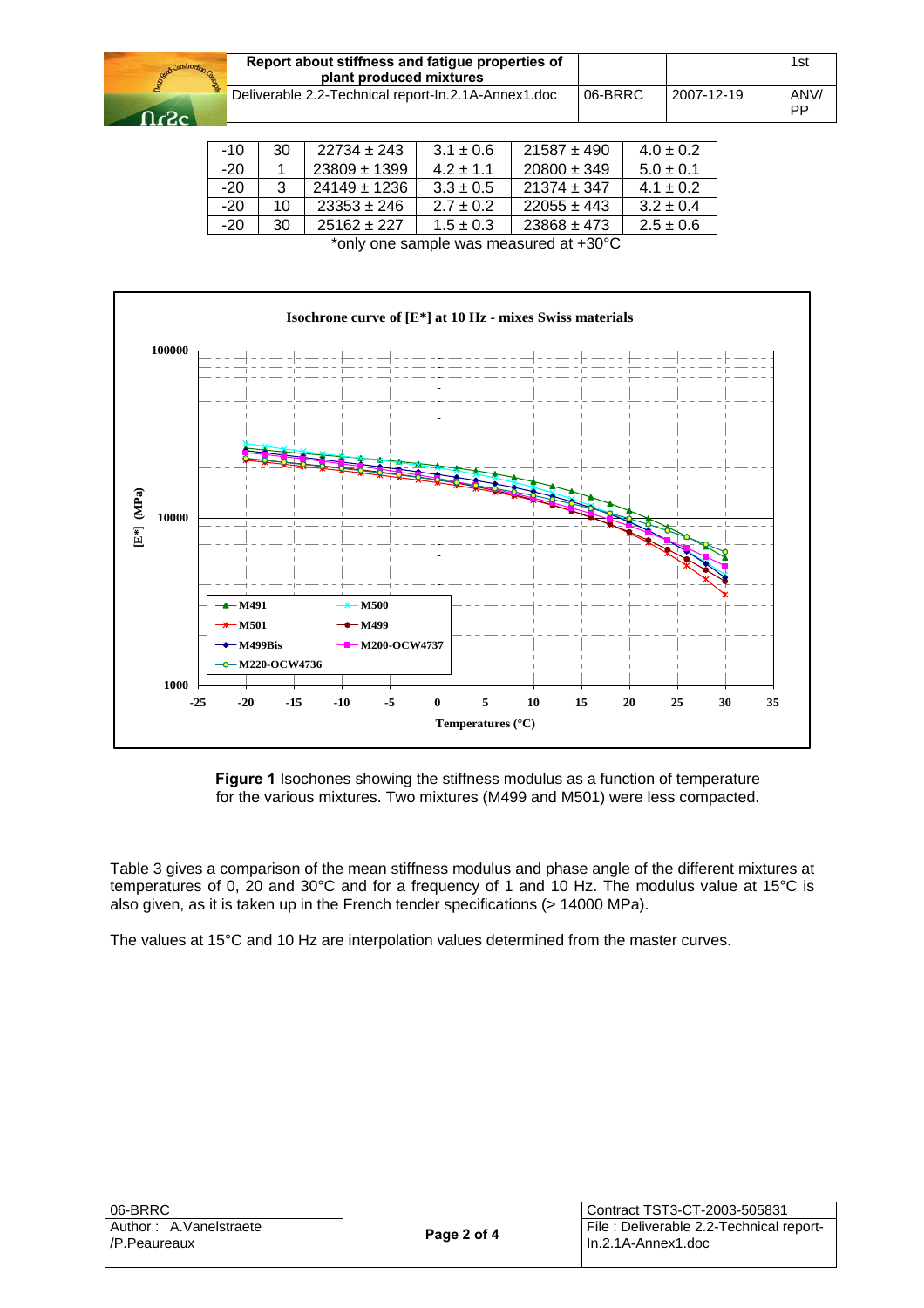| -10 | 30 | 22734 ± 243 | 3.1 ± 0.6 | 21587 ± 490 | 4.0 ± 0.2 |
|---|---|---|---|---|---|
| -20 | 1 | 23809 ± 1399 | 4.2 ± 1.1 | 20800 ± 349 | 5.0 ± 0.1 |
| -20 | 3 | 24149 ± 1236 | 3.3 ± 0.5 | 21374 ± 347 | 4.1 ± 0.2 |
| -20 | 10 | 23353 ± 246 | 2.7 ± 0.2 | 22055 ± 443 | 3.2 ± 0.4 |
| -20 | 30 | 25162 ± 227 | 1.5 ± 0.3 | 23868 ± 473 | 2.5 ± 0.6 |

*only one sample was measured at +30°C

**Figure 1** Isochones showing the stiffness modulus as a function of temperature for the various mixtures. Two mixtures (M499 and M501) were less compacted.

Table 3 gives a comparison of the mean stiffness modulus and phase angle of the different mixtures at temperatures of 0, 20 and 30°C and for a frequency of 1 and 10 Hz. The modulus value at 15°C is also given, as it is taken up in the French tender specifications (> 14000 MPa).

The values at 15°C and 10 Hz are interpolation values determined from the master curves.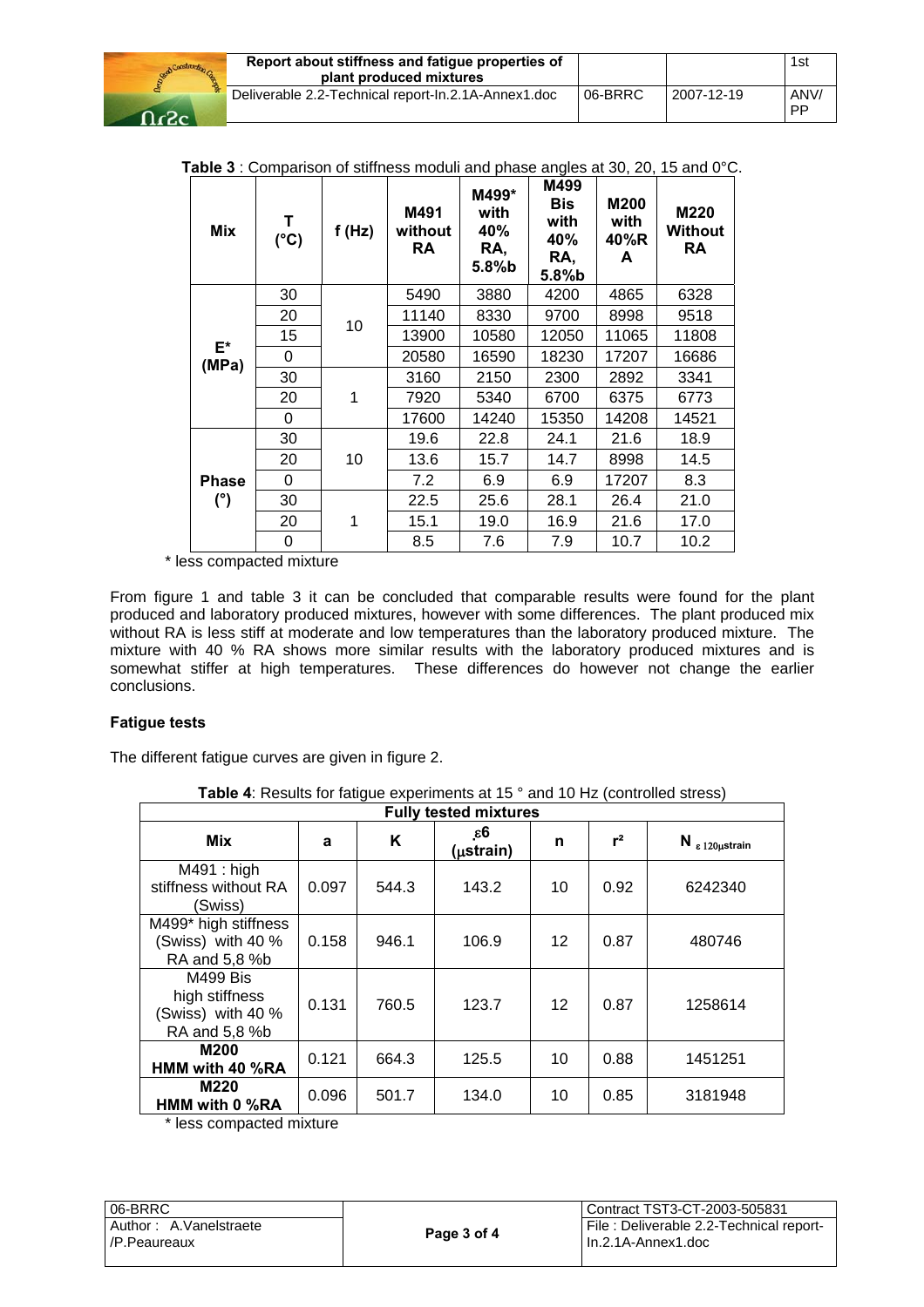**Table 3** : Comparison of stiffness moduli and phase angles at 30, 20, 15 and 0°C.

| Mix | T (°C) | f (Hz) | M491 without RA | M499* with 40% RA, 5.8%b | M499 Bis with 40% RA, 5.8%b | M200 with 40%RA | M220 Without RA |
|---|---|---|---|---|---|---|---|
| E* (MPa) | 30 | 10 | 5490 | 3880 | 4200 | 4865 | 6328 |
| | 20 | | 11140 | 8330 | 9700 | 8998 | 9518 |
| | 15 | | 13900 | 10580 | 12050 | 11065 | 11808 |
| | 0 | | 20580 | 16590 | 18230 | 17207 | 16686 |
| | 30 | 1 | 3160 | 2150 | 2300 | 2892 | 3341 |
| | 20 | | 7920 | 5340 | 6700 | 6375 | 6773 |
| | 0 | | 17600 | 14240 | 15350 | 14208 | 14521 |
| Phase (°) | 30 | 10 | 19.6 | 22.8 | 24.1 | 21.6 | 18.9 |
| | 20 | | 13.6 | 15.7 | 14.7 | 8998 | 14.5 |
| | 0 | | 7.2 | 6.9 | 6.9 | 17207 | 8.3 |
| | 30 | 1 | 22.5 | 25.6 | 28.1 | 26.4 | 21.0 |
| | 20 | | 15.1 | 19.0 | 16.9 | 21.6 | 17.0 |
| | 0 | | 8.5 | 7.6 | 7.9 | 10.7 | 10.2 |

\* less compacted mixture

From figure 1 and table 3 it can be concluded that comparable results were found for the plant produced and laboratory produced mixtures, however with some differences. The plant produced mix without RA is less stiff at moderate and low temperatures than the laboratory produced mixture. The mixture with 40 % RA shows more similar results with the laboratory produced mixtures and is somewhat stiffer at high temperatures. These differences do however not change the earlier conclusions.

**Fatigue tests**

The different fatigue curves are given in figure 2.

**Table 4**: Results for fatigue experiments at 15 ° and 10 Hz (controlled stress)

| Fully tested mixtures | | | | | | |
|---|---|---|---|---|---|---|
| Mix | a | K | $\varepsilon 6$ ($\mu$strain) | n | r² | $N_{\varepsilon\, 120\mu strain}$ |
| M491 : high stiffness without RA (Swiss) | 0.097 | 544.3 | 143.2 | 10 | 0.92 | 6242340 |
| M499* high stiffness (Swiss) with 40 % RA and 5,8 %b | 0.158 | 946.1 | 106.9 | 12 | 0.87 | 480746 |
| M499 Bis high stiffness (Swiss) with 40 % RA and 5,8 %b | 0.131 | 760.5 | 123.7 | 12 | 0.87 | 1258614 |
| **M200 HMM with 40 %RA** | 0.121 | 664.3 | 125.5 | 10 | 0.88 | 1451251 |
| **M220 HMM with 0 %RA** | 0.096 | 501.7 | 134.0 | 10 | 0.85 | 3181948 |

\* less compacted mixture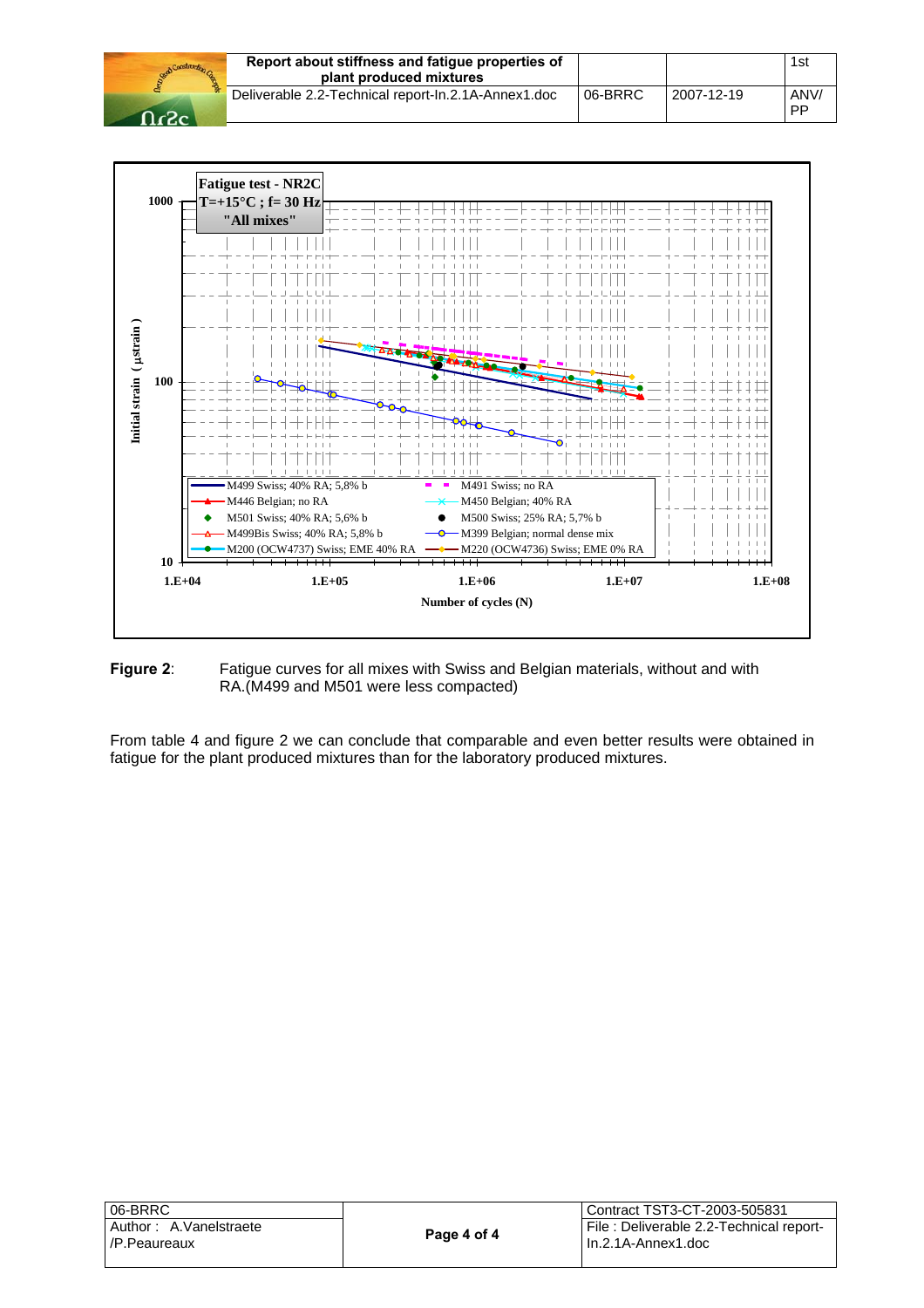Fatigue test - NR2C
T=+15°C ; f= 30 Hz
"All mixes"

Initial strain (µstrain)

1000

100

10

1.E+04
1.E+05
1.E+06
1.E+07
1.E+08

Number of cycles (N)

M499 Swiss; 40% RA; 5,8% b
M491 Swiss; no RA
M446 Belgian; no RA
M450 Belgian; 40% RA
M501 Swiss; 40% RA; 5,6% b
M500 Swiss; 25% RA; 5,7% b
M499Bis Swiss; 40% RA; 5,8% b
M399 Belgian; normal dense mix
M200 (OCW4737) Swiss; EME 40% RA
M220 (OCW4736) Swiss; EME 0% RA

**Figure 2**: Fatigue curves for all mixes with Swiss and Belgian materials, without and with RA.(M499 and M501 were less compacted)

From table 4 and figure 2 we can conclude that comparable and even better results were obtained in fatigue for the plant produced mixtures than for the laboratory produced mixtures.